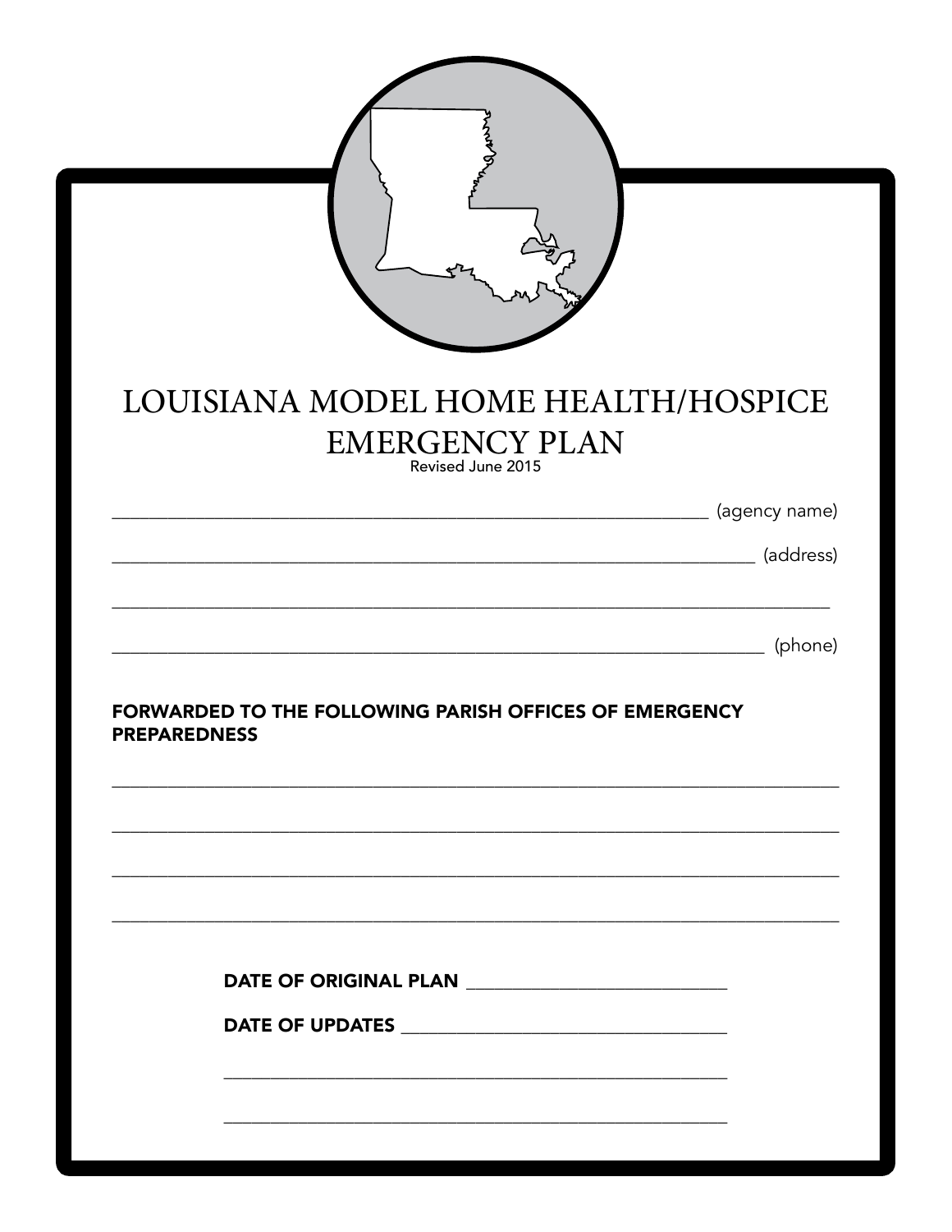# LOUISIANA MODEL HOME HEALTH/HOSPICE EMERGENCY PLAN

Revised June 2015

______________________________________________________________ (agency name)

______________________________________________________________ (address)

______________________________________________________________

______________________________________________________________ (phone)

**FORWARDED TO THE FOLLOWING PARISH OFFICES OF EMERGENCY PREPAREDNESS**

______________________________________________________________

______________________________________________________________

______________________________________________________________

______________________________________________________________

**DATE OF ORIGINAL PLAN** ______________________________

**DATE OF UPDATES** ______________________________

______________________________________________

______________________________________________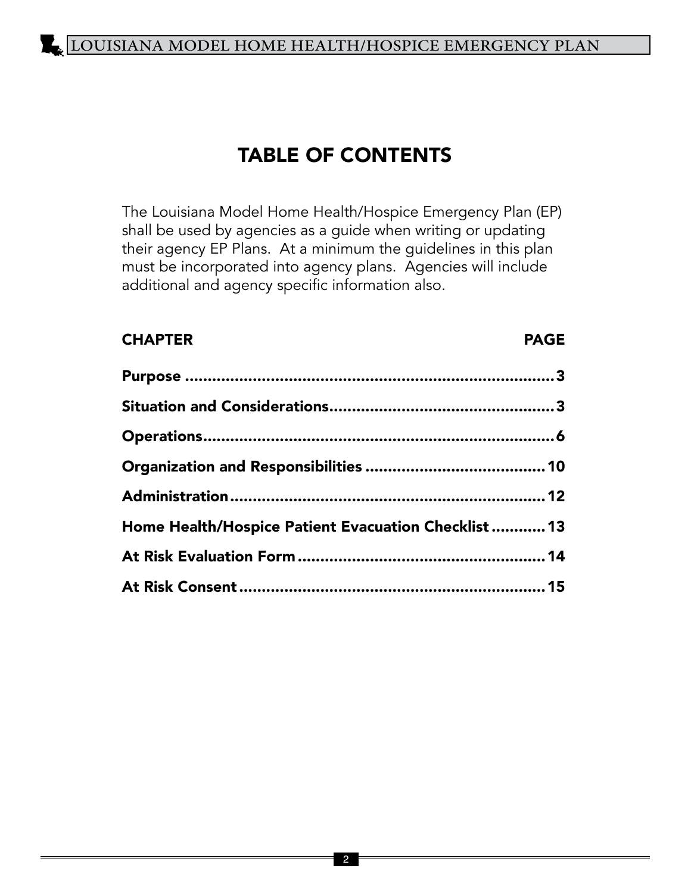# TABLE OF CONTENTS

The Louisiana Model Home Health/Hospice Emergency Plan (EP) shall be used by agencies as a guide when writing or updating their agency EP Plans. At a minimum the guidelines in this plan must be incorporated into agency plans. Agencies will include additional and agency specific information also.

| CHAPTER | PAGE |
| --- | --- |
| Purpose | 3 |
| Situation and Considerations | 3 |
| Operations | 6 |
| Organization and Responsibilities | 10 |
| Administration | 12 |
| Home Health/Hospice Patient Evacuation Checklist | 13 |
| At Risk Evaluation Form | 14 |
| At Risk Consent | 15 |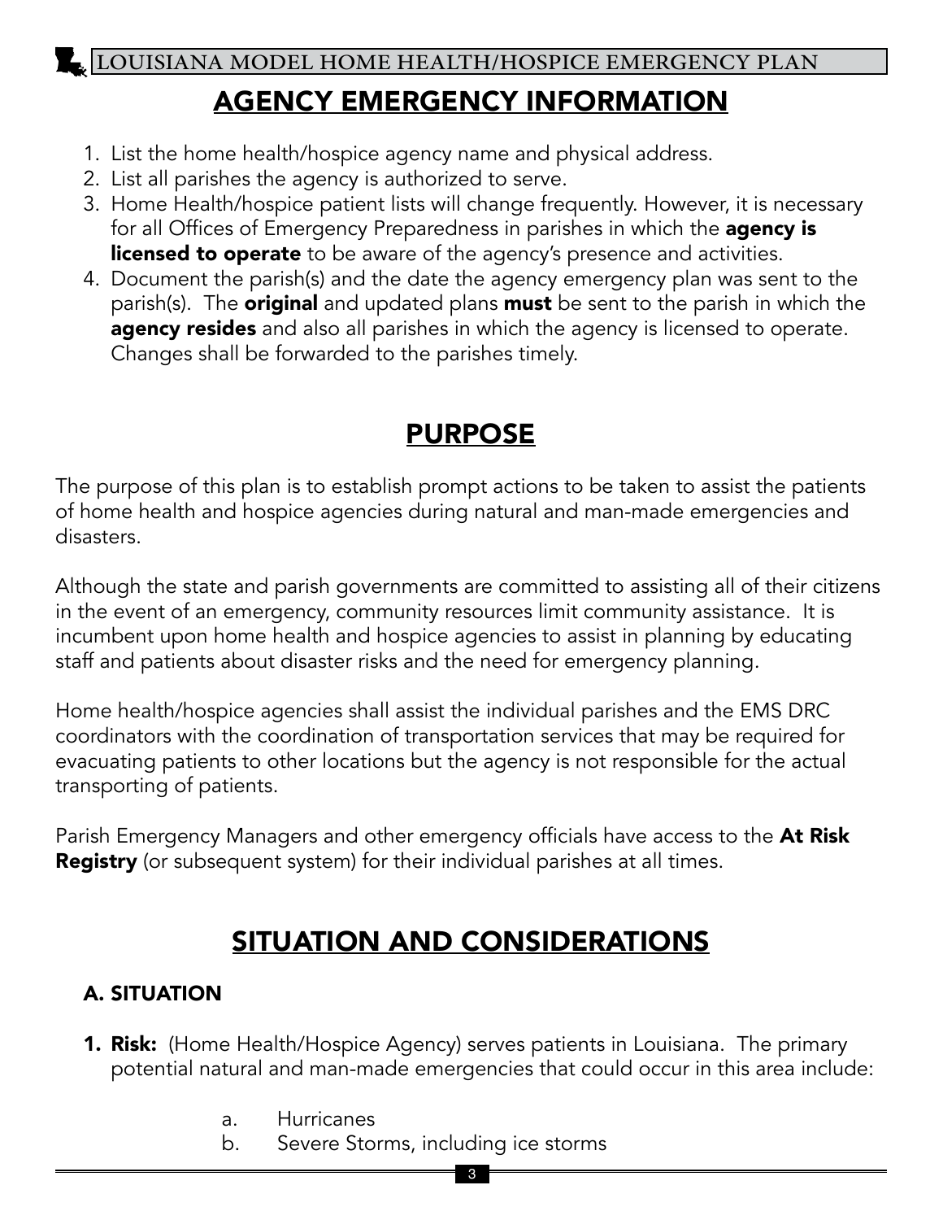## AGENCY EMERGENCY INFORMATION

1. List the home health/hospice agency name and physical address.
2. List all parishes the agency is authorized to serve.
3. Home Health/hospice patient lists will change frequently. However, it is necessary for all Offices of Emergency Preparedness in parishes in which the **agency is licensed to operate** to be aware of the agency's presence and activities.
4. Document the parish(s) and the date the agency emergency plan was sent to the parish(s). The **original** and updated plans **must** be sent to the parish in which the **agency resides** and also all parishes in which the agency is licensed to operate. Changes shall be forwarded to the parishes timely.

## PURPOSE

The purpose of this plan is to establish prompt actions to be taken to assist the patients of home health and hospice agencies during natural and man-made emergencies and disasters.

Although the state and parish governments are committed to assisting all of their citizens in the event of an emergency, community resources limit community assistance. It is incumbent upon home health and hospice agencies to assist in planning by educating staff and patients about disaster risks and the need for emergency planning.

Home health/hospice agencies shall assist the individual parishes and the EMS DRC coordinators with the coordination of transportation services that may be required for evacuating patients to other locations but the agency is not responsible for the actual transporting of patients.

Parish Emergency Managers and other emergency officials have access to the **At Risk Registry** (or subsequent system) for their individual parishes at all times.

## SITUATION AND CONSIDERATIONS

### A. SITUATION

1. **Risk:** (Home Health/Hospice Agency) serves patients in Louisiana. The primary potential natural and man-made emergencies that could occur in this area include:

    a. Hurricanes
    b. Severe Storms, including ice storms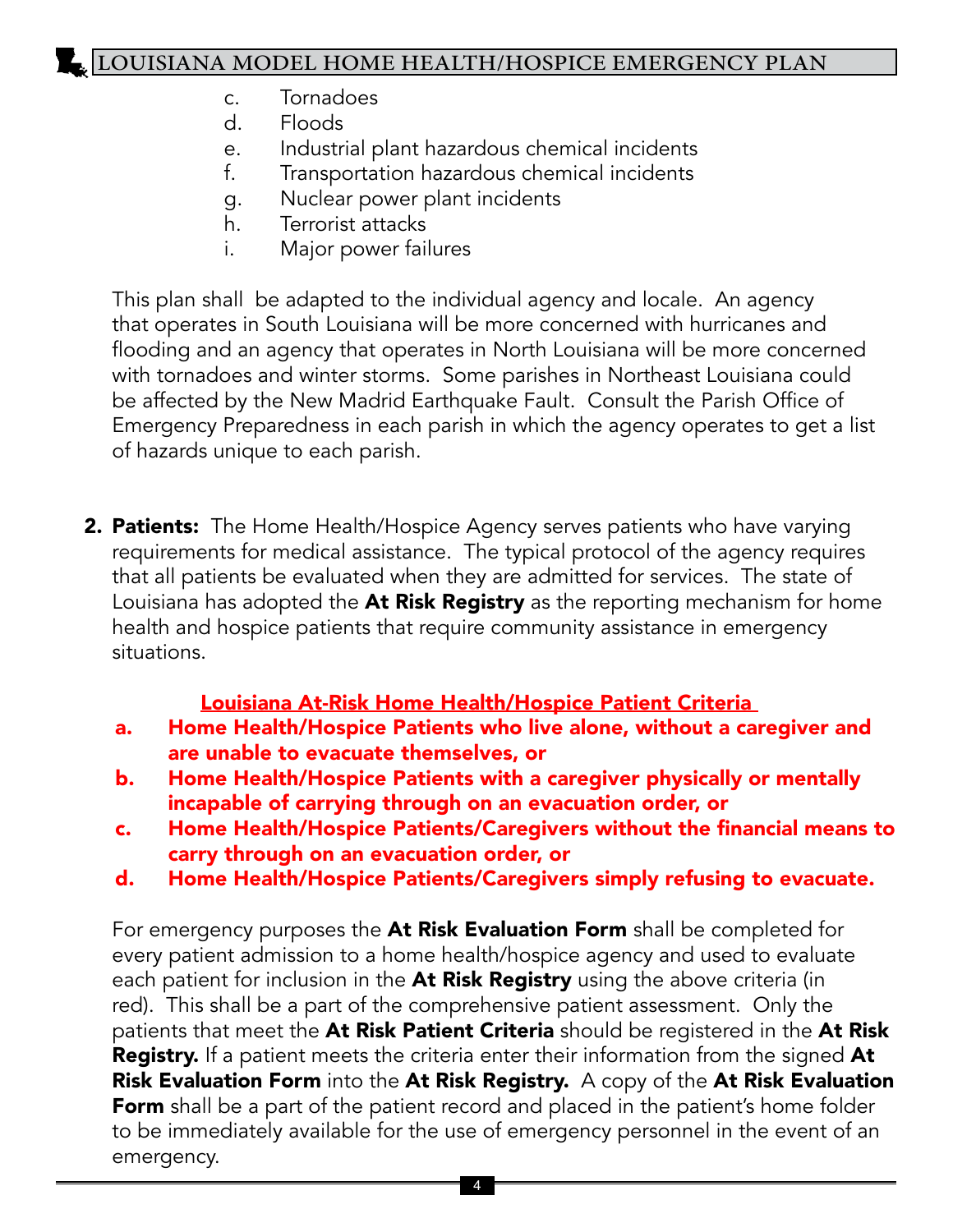c. Tornadoes
d. Floods
e. Industrial plant hazardous chemical incidents
f. Transportation hazardous chemical incidents
g. Nuclear power plant incidents
h. Terrorist attacks
i. Major power failures

This plan shall be adapted to the individual agency and locale. An agency that operates in South Louisiana will be more concerned with hurricanes and flooding and an agency that operates in North Louisiana will be more concerned with tornadoes and winter storms. Some parishes in Northeast Louisiana could be affected by the New Madrid Earthquake Fault. Consult the Parish Office of Emergency Preparedness in each parish in which the agency operates to get a list of hazards unique to each parish.

2. **Patients:** The Home Health/Hospice Agency serves patients who have varying requirements for medical assistance. The typical protocol of the agency requires that all patients be evaluated when they are admitted for services. The state of Louisiana has adopted the **At Risk Registry** as the reporting mechanism for home health and hospice patients that require community assistance in emergency situations.

**Louisiana At-Risk Home Health/Hospice Patient Criteria**

a. **Home Health/Hospice Patients who live alone, without a caregiver and are unable to evacuate themselves, or**
b. **Home Health/Hospice Patients with a caregiver physically or mentally incapable of carrying through on an evacuation order, or**
c. **Home Health/Hospice Patients/Caregivers without the financial means to carry through on an evacuation order, or**
d. **Home Health/Hospice Patients/Caregivers simply refusing to evacuate.**

For emergency purposes the **At Risk Evaluation Form** shall be completed for every patient admission to a home health/hospice agency and used to evaluate each patient for inclusion in the **At Risk Registry** using the above criteria (in red). This shall be a part of the comprehensive patient assessment. Only the patients that meet the **At Risk Patient Criteria** should be registered in the **At Risk Registry.** If a patient meets the criteria enter their information from the signed **At Risk Evaluation Form** into the **At Risk Registry.** A copy of the **At Risk Evaluation Form** shall be a part of the patient record and placed in the patient's home folder to be immediately available for the use of emergency personnel in the event of an emergency.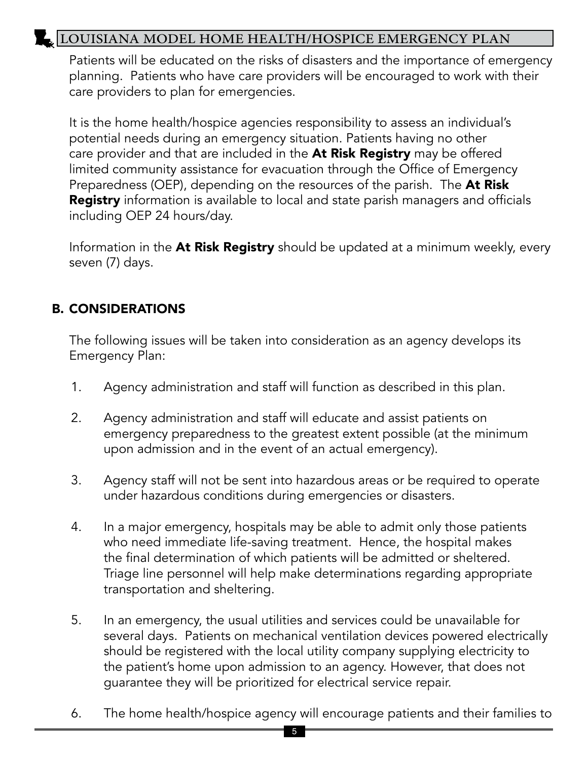Patients will be educated on the risks of disasters and the importance of emergency planning. Patients who have care providers will be encouraged to work with their care providers to plan for emergencies.

It is the home health/hospice agencies responsibility to assess an individual's potential needs during an emergency situation. Patients having no other care provider and that are included in the **At Risk Registry** may be offered limited community assistance for evacuation through the Office of Emergency Preparedness (OEP), depending on the resources of the parish. The **At Risk Registry** information is available to local and state parish managers and officials including OEP 24 hours/day.

Information in the **At Risk Registry** should be updated at a minimum weekly, every seven (7) days.

## B. CONSIDERATIONS

The following issues will be taken into consideration as an agency develops its Emergency Plan:

1. Agency administration and staff will function as described in this plan.

2. Agency administration and staff will educate and assist patients on emergency preparedness to the greatest extent possible (at the minimum upon admission and in the event of an actual emergency).

3. Agency staff will not be sent into hazardous areas or be required to operate under hazardous conditions during emergencies or disasters.

4. In a major emergency, hospitals may be able to admit only those patients who need immediate life-saving treatment. Hence, the hospital makes the final determination of which patients will be admitted or sheltered. Triage line personnel will help make determinations regarding appropriate transportation and sheltering.

5. In an emergency, the usual utilities and services could be unavailable for several days. Patients on mechanical ventilation devices powered electrically should be registered with the local utility company supplying electricity to the patient's home upon admission to an agency. However, that does not guarantee they will be prioritized for electrical service repair.

6. The home health/hospice agency will encourage patients and their families to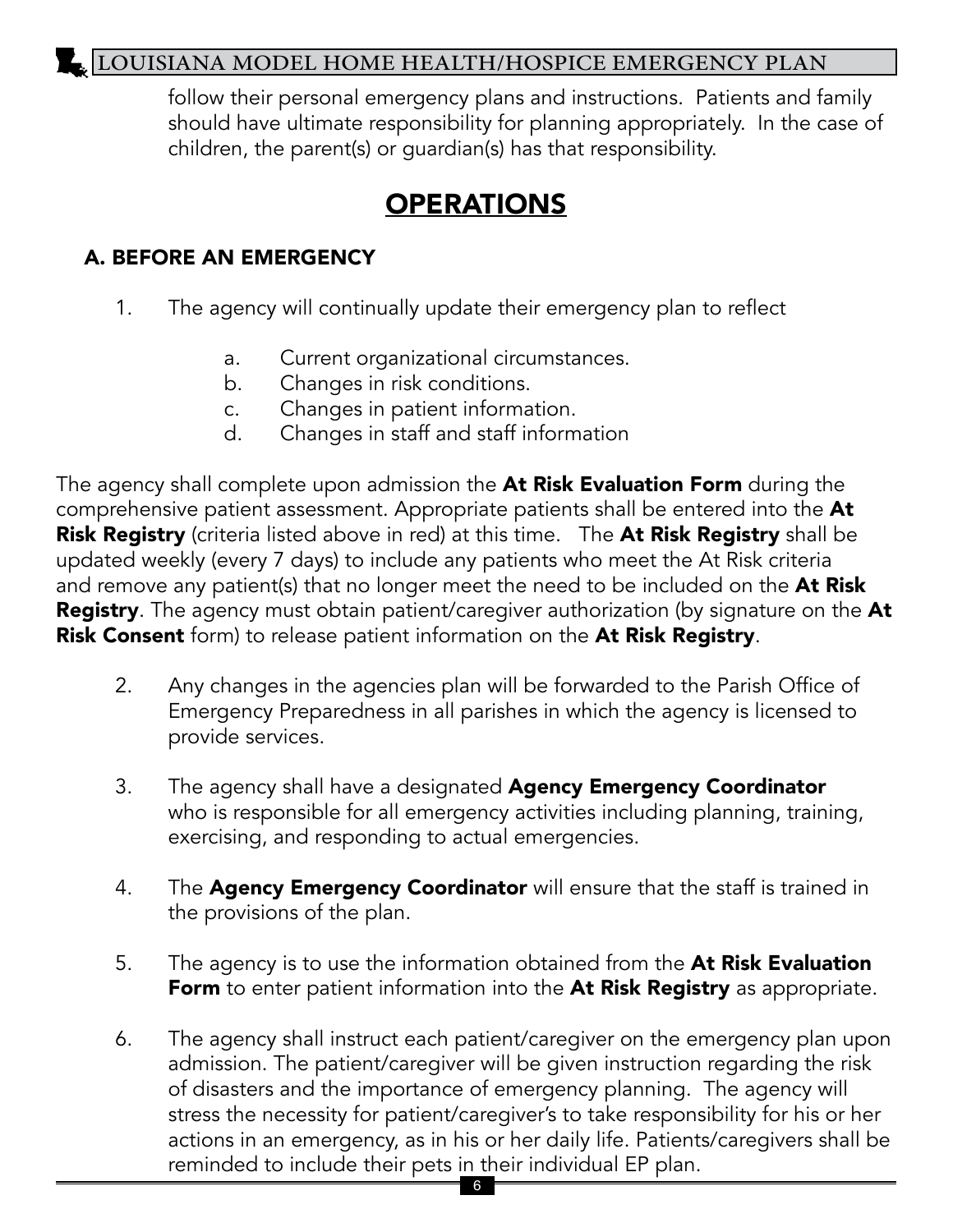follow their personal emergency plans and instructions. Patients and family should have ultimate responsibility for planning appropriately. In the case of children, the parent(s) or guardian(s) has that responsibility.

# OPERATIONS

## A. BEFORE AN EMERGENCY

1. The agency will continually update their emergency plan to reflect
    a. Current organizational circumstances.
    b. Changes in risk conditions.
    c. Changes in patient information.
    d. Changes in staff and staff information

The agency shall complete upon admission the **At Risk Evaluation Form** during the comprehensive patient assessment. Appropriate patients shall be entered into the **At Risk Registry** (criteria listed above in red) at this time. The **At Risk Registry** shall be updated weekly (every 7 days) to include any patients who meet the At Risk criteria and remove any patient(s) that no longer meet the need to be included on the **At Risk Registry**. The agency must obtain patient/caregiver authorization (by signature on the **At Risk Consent** form) to release patient information on the **At Risk Registry**.

2. Any changes in the agencies plan will be forwarded to the Parish Office of Emergency Preparedness in all parishes in which the agency is licensed to provide services.

3. The agency shall have a designated **Agency Emergency Coordinator** who is responsible for all emergency activities including planning, training, exercising, and responding to actual emergencies.

4. The **Agency Emergency Coordinator** will ensure that the staff is trained in the provisions of the plan.

5. The agency is to use the information obtained from the **At Risk Evaluation Form** to enter patient information into the **At Risk Registry** as appropriate.

6. The agency shall instruct each patient/caregiver on the emergency plan upon admission. The patient/caregiver will be given instruction regarding the risk of disasters and the importance of emergency planning. The agency will stress the necessity for patient/caregiver's to take responsibility for his or her actions in an emergency, as in his or her daily life. Patients/caregivers shall be reminded to include their pets in their individual EP plan.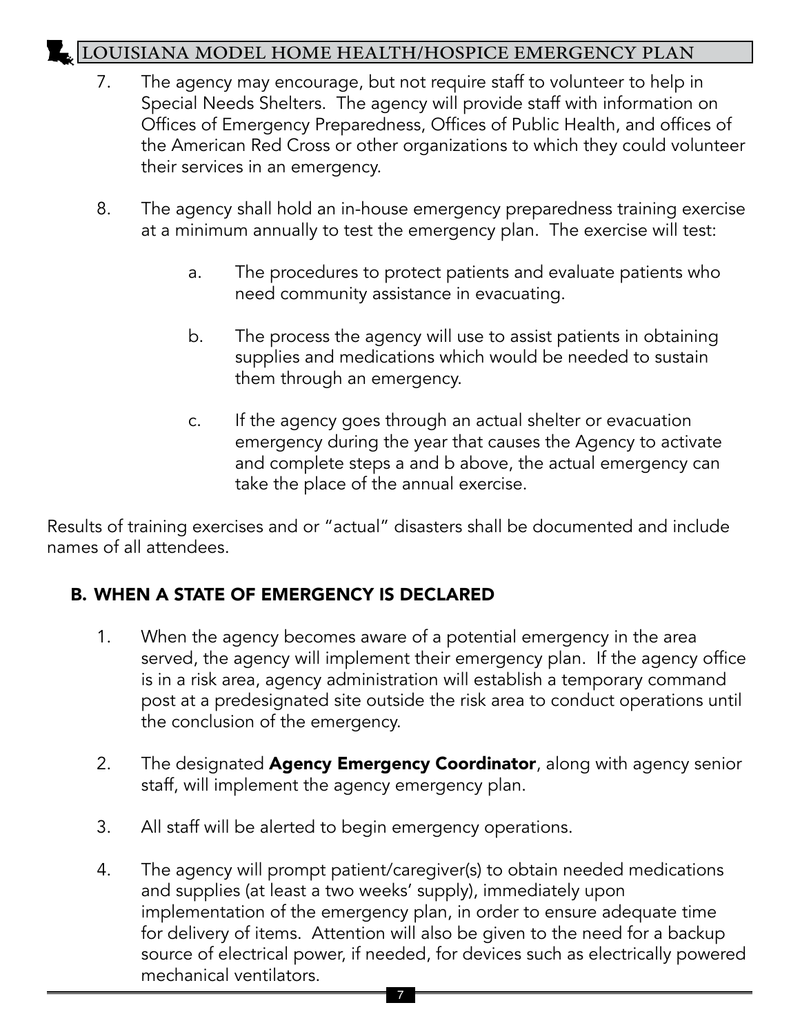7. The agency may encourage, but not require staff to volunteer to help in Special Needs Shelters. The agency will provide staff with information on Offices of Emergency Preparedness, Offices of Public Health, and offices of the American Red Cross or other organizations to which they could volunteer their services in an emergency.

8. The agency shall hold an in-house emergency preparedness training exercise at a minimum annually to test the emergency plan. The exercise will test:

   a. The procedures to protect patients and evaluate patients who need community assistance in evacuating.

   b. The process the agency will use to assist patients in obtaining supplies and medications which would be needed to sustain them through an emergency.

   c. If the agency goes through an actual shelter or evacuation emergency during the year that causes the Agency to activate and complete steps a and b above, the actual emergency can take the place of the annual exercise.

Results of training exercises and or "actual" disasters shall be documented and include names of all attendees.

## B. WHEN A STATE OF EMERGENCY IS DECLARED

1. When the agency becomes aware of a potential emergency in the area served, the agency will implement their emergency plan. If the agency office is in a risk area, agency administration will establish a temporary command post at a predesignated site outside the risk area to conduct operations until the conclusion of the emergency.

2. The designated **Agency Emergency Coordinator**, along with agency senior staff, will implement the agency emergency plan.

3. All staff will be alerted to begin emergency operations.

4. The agency will prompt patient/caregiver(s) to obtain needed medications and supplies (at least a two weeks' supply), immediately upon implementation of the emergency plan, in order to ensure adequate time for delivery of items. Attention will also be given to the need for a backup source of electrical power, if needed, for devices such as electrically powered mechanical ventilators.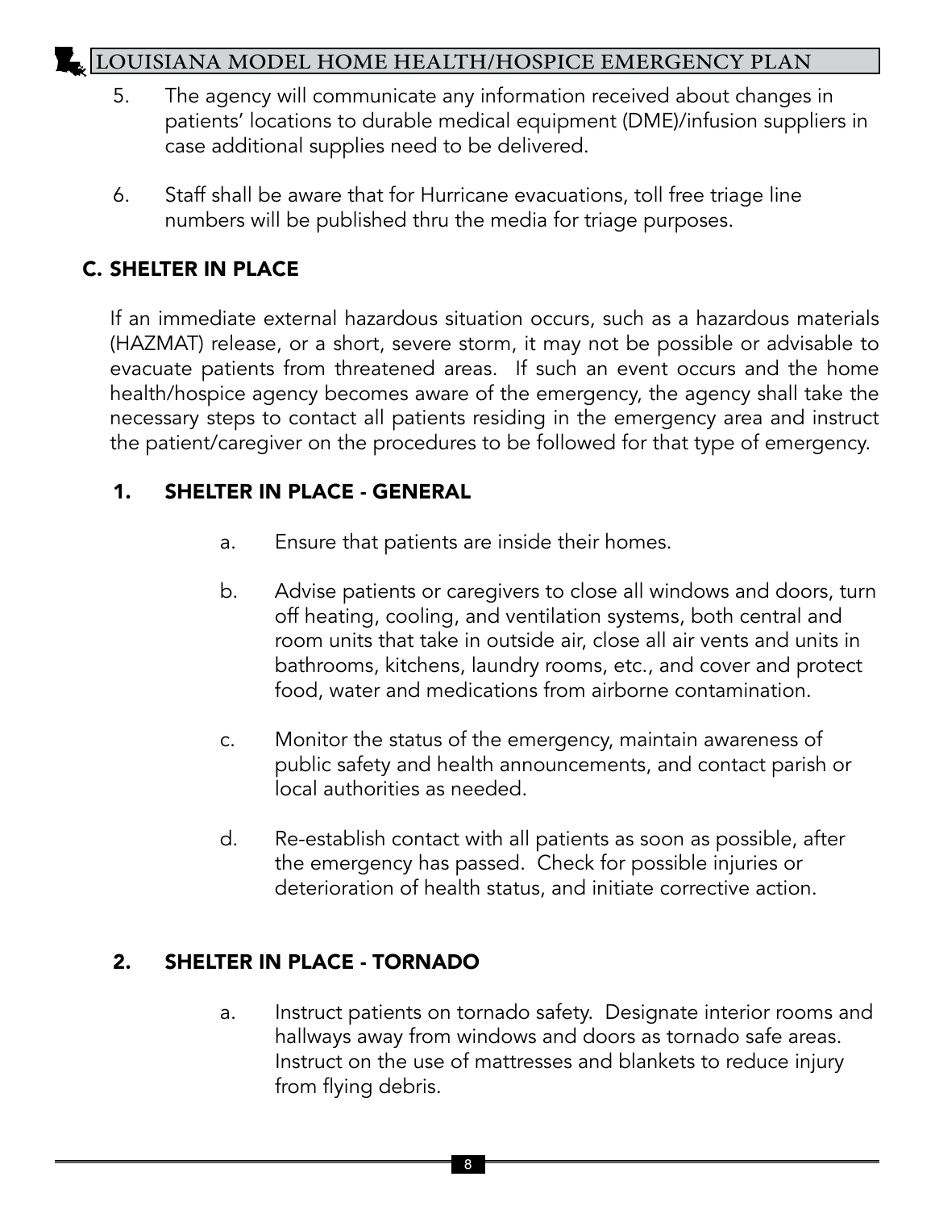5. The agency will communicate any information received about changes in patients' locations to durable medical equipment (DME)/infusion suppliers in case additional supplies need to be delivered.

6. Staff shall be aware that for Hurricane evacuations, toll free triage line numbers will be published thru the media for triage purposes.

## C. SHELTER IN PLACE

If an immediate external hazardous situation occurs, such as a hazardous materials (HAZMAT) release, or a short, severe storm, it may not be possible or advisable to evacuate patients from threatened areas. If such an event occurs and the home health/hospice agency becomes aware of the emergency, the agency shall take the necessary steps to contact all patients residing in the emergency area and instruct the patient/caregiver on the procedures to be followed for that type of emergency.

### 1. SHELTER IN PLACE - GENERAL

a. Ensure that patients are inside their homes.

b. Advise patients or caregivers to close all windows and doors, turn off heating, cooling, and ventilation systems, both central and room units that take in outside air, close all air vents and units in bathrooms, kitchens, laundry rooms, etc., and cover and protect food, water and medications from airborne contamination.

c. Monitor the status of the emergency, maintain awareness of public safety and health announcements, and contact parish or local authorities as needed.

d. Re-establish contact with all patients as soon as possible, after the emergency has passed. Check for possible injuries or deterioration of health status, and initiate corrective action.

### 2. SHELTER IN PLACE - TORNADO

a. Instruct patients on tornado safety. Designate interior rooms and hallways away from windows and doors as tornado safe areas. Instruct on the use of mattresses and blankets to reduce injury from flying debris.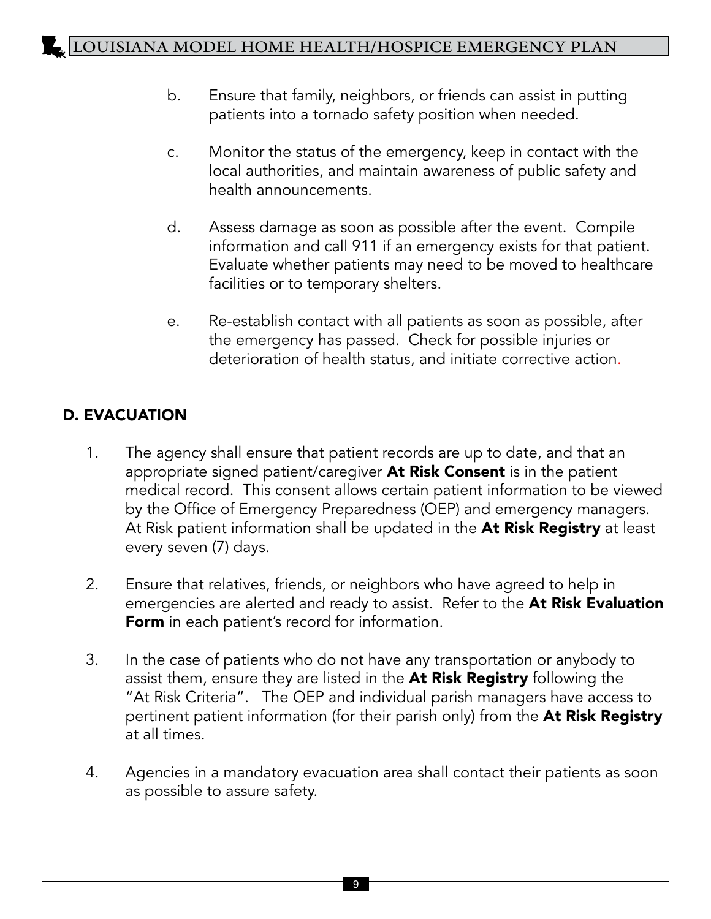b. Ensure that family, neighbors, or friends can assist in putting patients into a tornado safety position when needed.

c. Monitor the status of the emergency, keep in contact with the local authorities, and maintain awareness of public safety and health announcements.

d. Assess damage as soon as possible after the event. Compile information and call 911 if an emergency exists for that patient. Evaluate whether patients may need to be moved to healthcare facilities or to temporary shelters.

e. Re-establish contact with all patients as soon as possible, after the emergency has passed. Check for possible injuries or deterioration of health status, and initiate corrective action.

## D. EVACUATION

1. The agency shall ensure that patient records are up to date, and that an appropriate signed patient/caregiver **At Risk Consent** is in the patient medical record. This consent allows certain patient information to be viewed by the Office of Emergency Preparedness (OEP) and emergency managers. At Risk patient information shall be updated in the **At Risk Registry** at least every seven (7) days.

2. Ensure that relatives, friends, or neighbors who have agreed to help in emergencies are alerted and ready to assist. Refer to the **At Risk Evaluation Form** in each patient's record for information.

3. In the case of patients who do not have any transportation or anybody to assist them, ensure they are listed in the **At Risk Registry** following the "At Risk Criteria". The OEP and individual parish managers have access to pertinent patient information (for their parish only) from the **At Risk Registry** at all times.

4. Agencies in a mandatory evacuation area shall contact their patients as soon as possible to assure safety.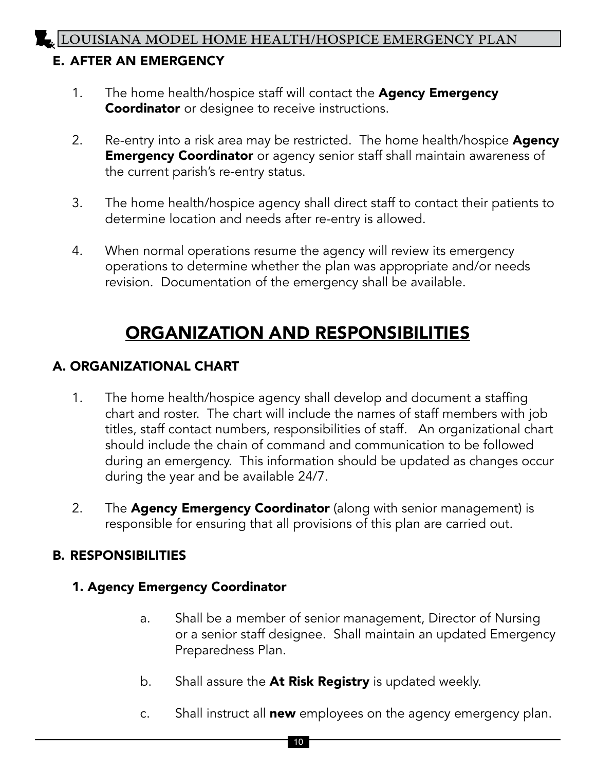## E. AFTER AN EMERGENCY

1. The home health/hospice staff will contact the **Agency Emergency Coordinator** or designee to receive instructions.

2. Re-entry into a risk area may be restricted. The home health/hospice **Agency Emergency Coordinator** or agency senior staff shall maintain awareness of the current parish's re-entry status.

3. The home health/hospice agency shall direct staff to contact their patients to determine location and needs after re-entry is allowed.

4. When normal operations resume the agency will review its emergency operations to determine whether the plan was appropriate and/or needs revision. Documentation of the emergency shall be available.

# ORGANIZATION AND RESPONSIBILITIES

## A. ORGANIZATIONAL CHART

1. The home health/hospice agency shall develop and document a staffing chart and roster. The chart will include the names of staff members with job titles, staff contact numbers, responsibilities of staff. An organizational chart should include the chain of command and communication to be followed during an emergency. This information should be updated as changes occur during the year and be available 24/7.

2. The **Agency Emergency Coordinator** (along with senior management) is responsible for ensuring that all provisions of this plan are carried out.

## B. RESPONSIBILITIES

### 1. Agency Emergency Coordinator

a. Shall be a member of senior management, Director of Nursing or a senior staff designee. Shall maintain an updated Emergency Preparedness Plan.

b. Shall assure the **At Risk Registry** is updated weekly.

c. Shall instruct all **new** employees on the agency emergency plan.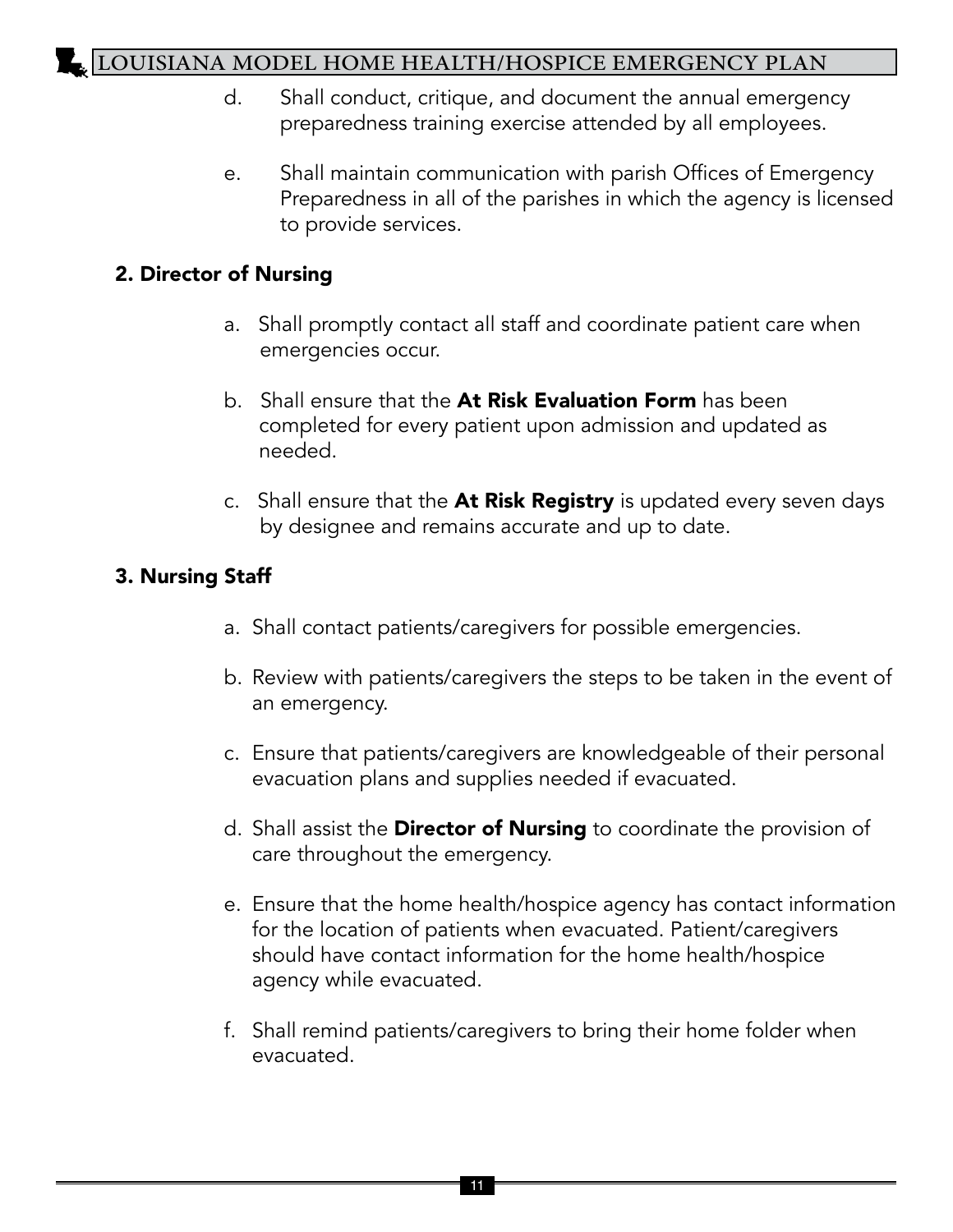d. Shall conduct, critique, and document the annual emergency preparedness training exercise attended by all employees.

e. Shall maintain communication with parish Offices of Emergency Preparedness in all of the parishes in which the agency is licensed to provide services.

### 2. Director of Nursing

a. Shall promptly contact all staff and coordinate patient care when emergencies occur.

b. Shall ensure that the **At Risk Evaluation Form** has been completed for every patient upon admission and updated as needed.

c. Shall ensure that the **At Risk Registry** is updated every seven days by designee and remains accurate and up to date.

### 3. Nursing Staff

a. Shall contact patients/caregivers for possible emergencies.

b. Review with patients/caregivers the steps to be taken in the event of an emergency.

c. Ensure that patients/caregivers are knowledgeable of their personal evacuation plans and supplies needed if evacuated.

d. Shall assist the **Director of Nursing** to coordinate the provision of care throughout the emergency.

e. Ensure that the home health/hospice agency has contact information for the location of patients when evacuated. Patient/caregivers should have contact information for the home health/hospice agency while evacuated.

f. Shall remind patients/caregivers to bring their home folder when evacuated.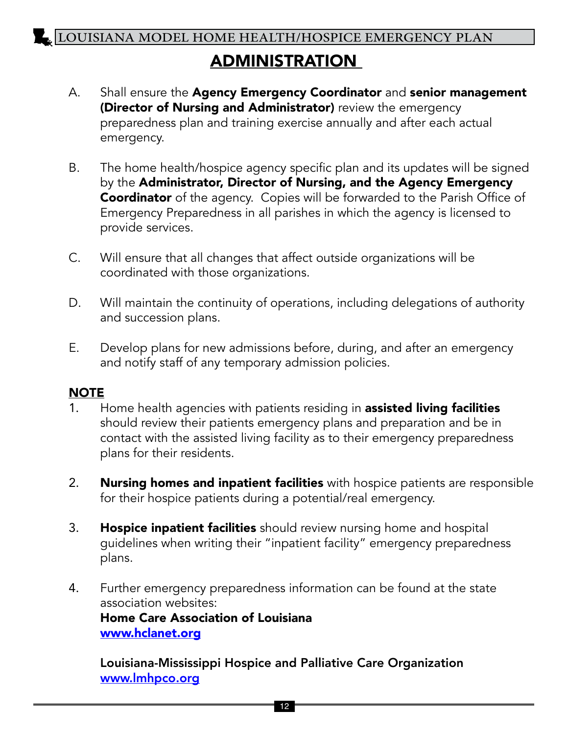# ADMINISTRATION

A. Shall ensure the **Agency Emergency Coordinator** and **senior management (Director of Nursing and Administrator)** review the emergency preparedness plan and training exercise annually and after each actual emergency.

B. The home health/hospice agency specific plan and its updates will be signed by the **Administrator, Director of Nursing, and the Agency Emergency Coordinator** of the agency. Copies will be forwarded to the Parish Office of Emergency Preparedness in all parishes in which the agency is licensed to provide services.

C. Will ensure that all changes that affect outside organizations will be coordinated with those organizations.

D. Will maintain the continuity of operations, including delegations of authority and succession plans.

E. Develop plans for new admissions before, during, and after an emergency and notify staff of any temporary admission policies.

**NOTE**

1. Home health agencies with patients residing in **assisted living facilities** should review their patients emergency plans and preparation and be in contact with the assisted living facility as to their emergency preparedness plans for their residents.

2. **Nursing homes and inpatient facilities** with hospice patients are responsible for their hospice patients during a potential/real emergency.

3. **Hospice inpatient facilities** should review nursing home and hospital guidelines when writing their "inpatient facility" emergency preparedness plans.

4. Further emergency preparedness information can be found at the state association websites:
   **Home Care Association of Louisiana**
   [www.hclanet.org](http://www.hclanet.org)

   **Louisiana-Mississippi Hospice and Palliative Care Organization**
   [www.lmhpco.org](http://www.lmhpco.org)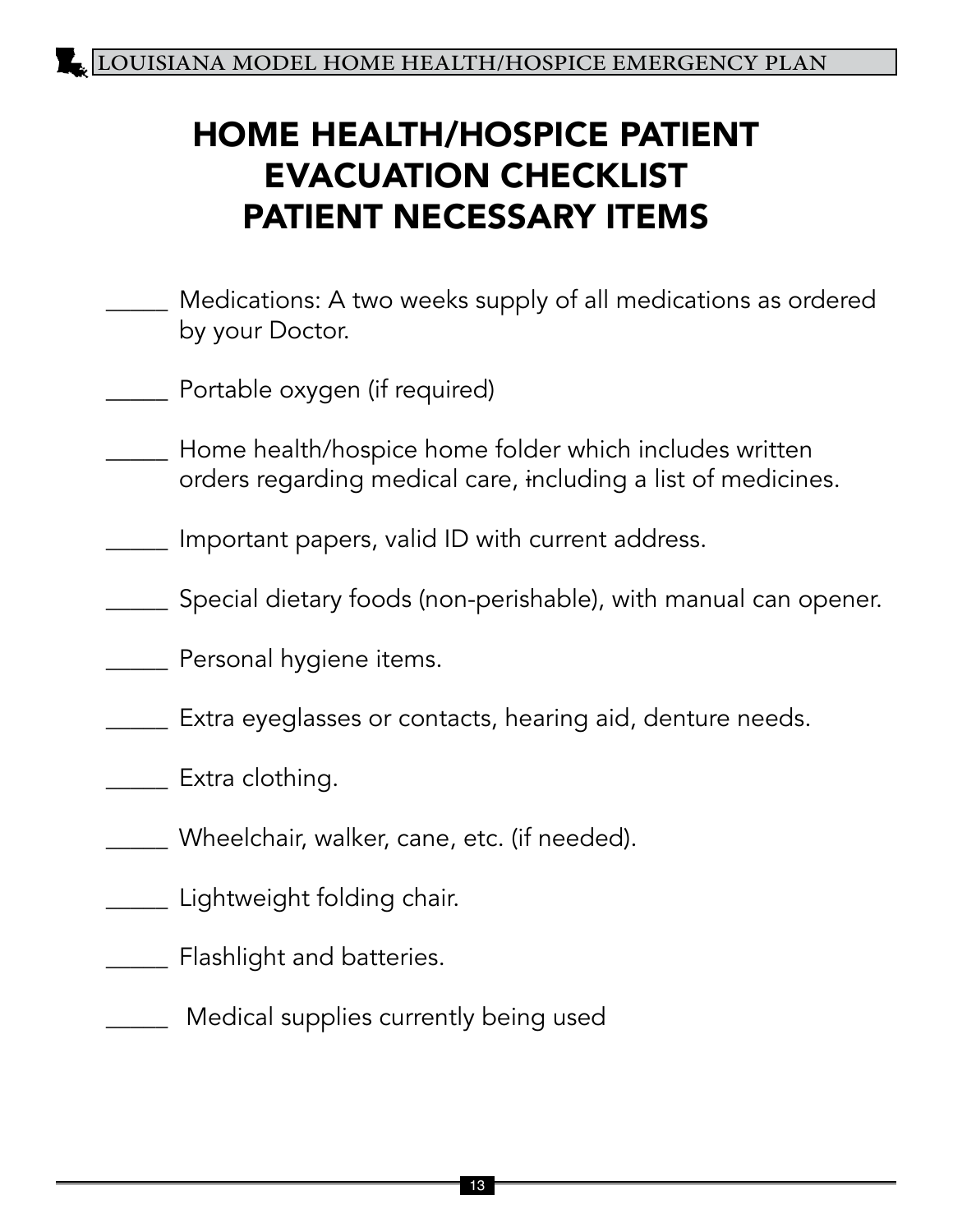# HOME HEALTH/HOSPICE PATIENT EVACUATION CHECKLIST PATIENT NECESSARY ITEMS

_____ Medications: A two weeks supply of all medications as ordered by your Doctor.

_____ Portable oxygen (if required)

_____ Home health/hospice home folder which includes written orders regarding medical care, including a list of medicines.

_____ Important papers, valid ID with current address.

_____ Special dietary foods (non-perishable), with manual can opener.

_____ Personal hygiene items.

_____ Extra eyeglasses or contacts, hearing aid, denture needs.

_____ Extra clothing.

_____ Wheelchair, walker, cane, etc. (if needed).

_____ Lightweight folding chair.

_____ Flashlight and batteries.

_____ Medical supplies currently being used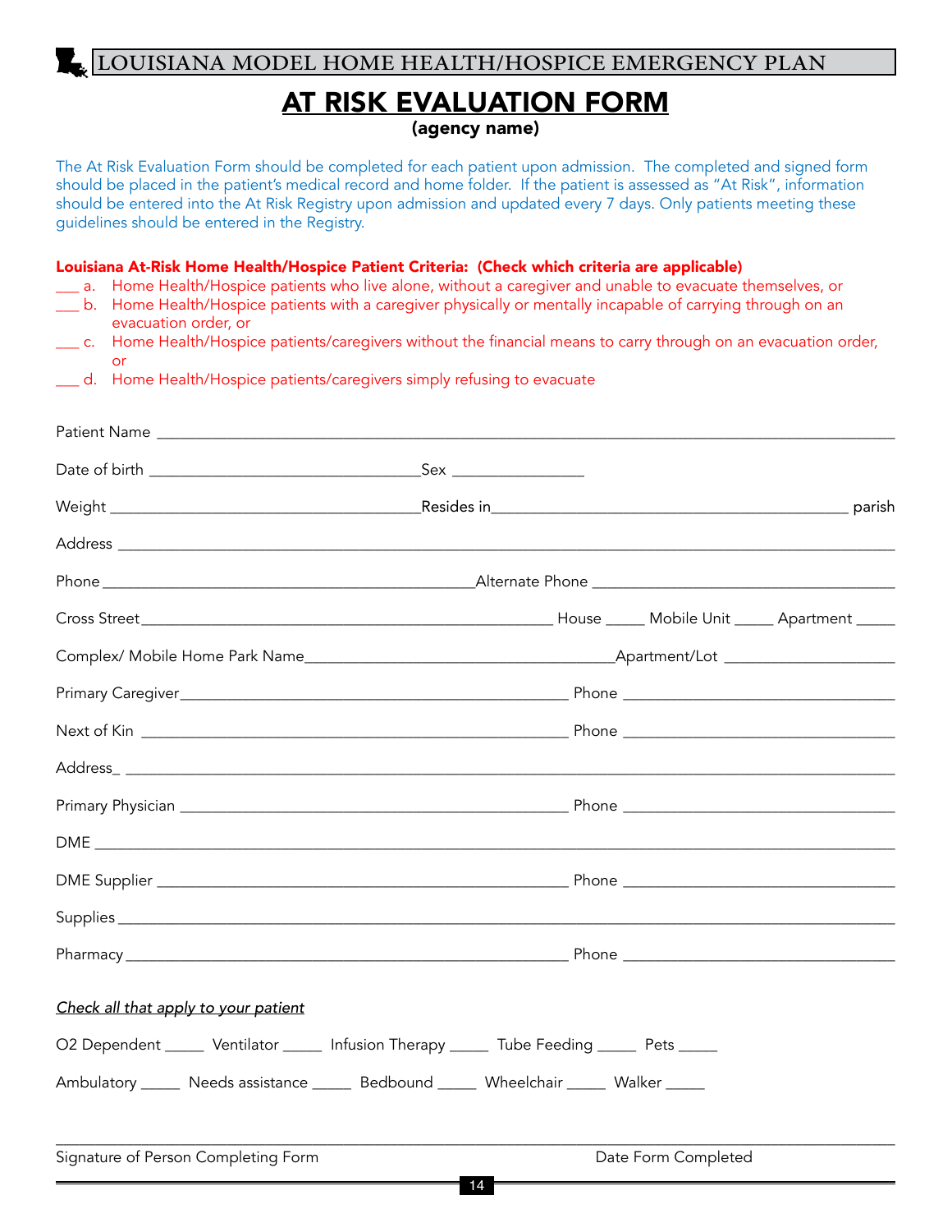# AT RISK EVALUATION FORM

**(agency name)**

The At Risk Evaluation Form should be completed for each patient upon admission. The completed and signed form should be placed in the patient's medical record and home folder. If the patient is assessed as "At Risk", information should be entered into the At Risk Registry upon admission and updated every 7 days. Only patients meeting these guidelines should be entered in the Registry.

**Louisiana At-Risk Home Health/Hospice Patient Criteria: (Check which criteria are applicable)**

___ a. Home Health/Hospice patients who live alone, without a caregiver and unable to evacuate themselves, or

___ b. Home Health/Hospice patients with a caregiver physically or mentally incapable of carrying through on an evacuation order, or

___ c. Home Health/Hospice patients/caregivers without the financial means to carry through on an evacuation order, or

___ d. Home Health/Hospice patients/caregivers simply refusing to evacuate

Patient Name ____________________________________________

Date of birth ________________________ Sex ____________

Weight ____________________________ Resides in____________________________ parish

Address ____________________________________________

Phone ______________________________ Alternate Phone ______________________________

Cross Street ____________________________ House _____ Mobile Unit _____ Apartment _____

Complex/ Mobile Home Park Name____________________________ Apartment/Lot ______________

Primary Caregiver____________________________ Phone ______________________

Next of Kin ____________________________ Phone ______________________

Address_ ____________________________________________

Primary Physician ____________________________ Phone ______________________

DME ____________________________________________

DME Supplier ____________________________ Phone ______________________

Supplies ____________________________________________

Pharmacy ____________________________ Phone ______________________

*Check all that apply to your patient*

O2 Dependent _____ Ventilator _____ Infusion Therapy _____ Tube Feeding _____ Pets _____

Ambulatory _____ Needs assistance _____ Bedbound _____ Wheelchair _____ Walker _____

____________________________________________

Signature of Person Completing Form                                        Date Form Completed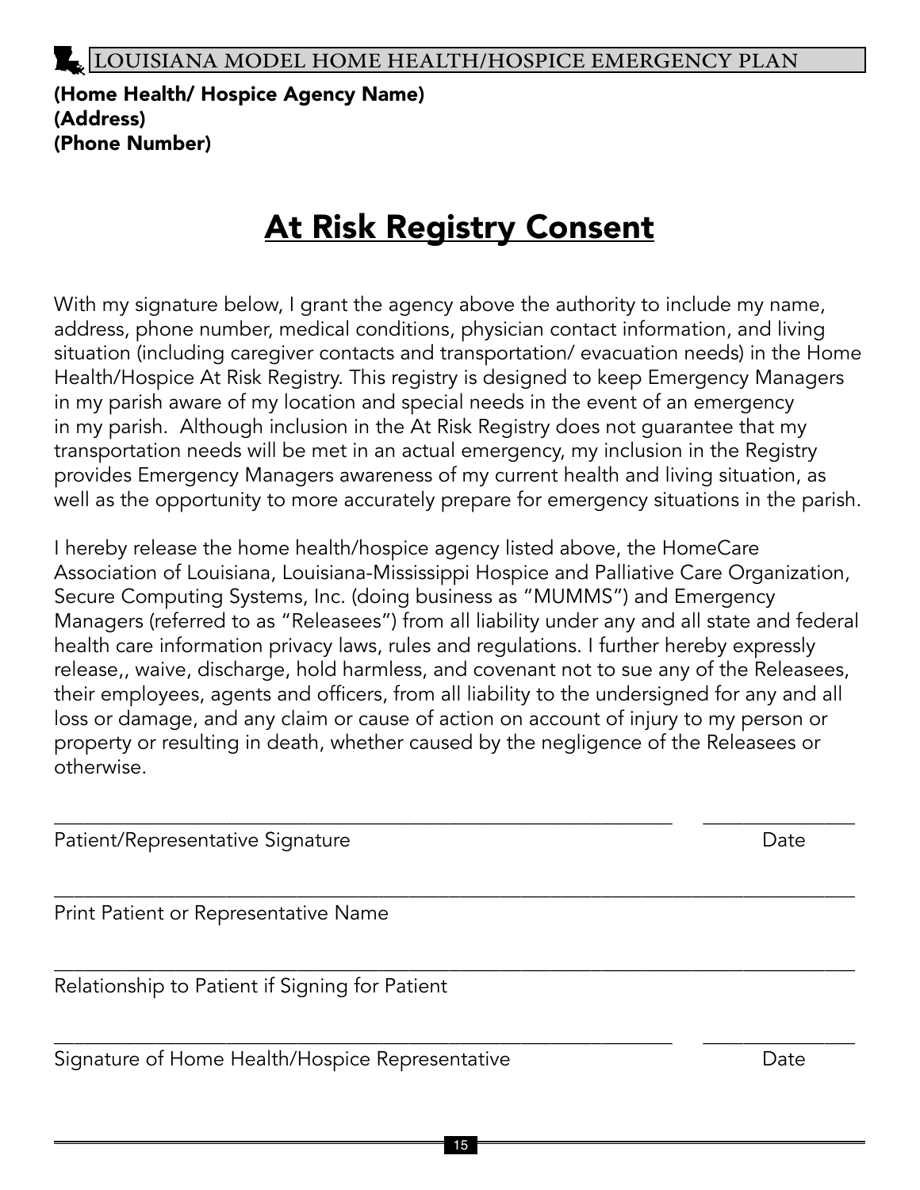**(Home Health/ Hospice Agency Name)**
**(Address)**
**(Phone Number)**

# At Risk Registry Consent

With my signature below, I grant the agency above the authority to include my name, address, phone number, medical conditions, physician contact information, and living situation (including caregiver contacts and transportation/ evacuation needs) in the Home Health/Hospice At Risk Registry. This registry is designed to keep Emergency Managers in my parish aware of my location and special needs in the event of an emergency in my parish. Although inclusion in the At Risk Registry does not guarantee that my transportation needs will be met in an actual emergency, my inclusion in the Registry provides Emergency Managers awareness of my current health and living situation, as well as the opportunity to more accurately prepare for emergency situations in the parish.

I hereby release the home health/hospice agency listed above, the HomeCare Association of Louisiana, Louisiana-Mississippi Hospice and Palliative Care Organization, Secure Computing Systems, Inc. (doing business as "MUMMS") and Emergency Managers (referred to as "Releasees") from all liability under any and all state and federal health care information privacy laws, rules and regulations. I further hereby expressly release,, waive, discharge, hold harmless, and covenant not to sue any of the Releasees, their employees, agents and officers, from all liability to the undersigned for any and all loss or damage, and any claim or cause of action on account of injury to my person or property or resulting in death, whether caused by the negligence of the Releasees or otherwise.

_______________________________________________ ____________
Patient/Representative Signature Date

_______________________________________________________________
Print Patient or Representative Name

_______________________________________________________________
Relationship to Patient if Signing for Patient

_______________________________________________ ____________
Signature of Home Health/Hospice Representative Date